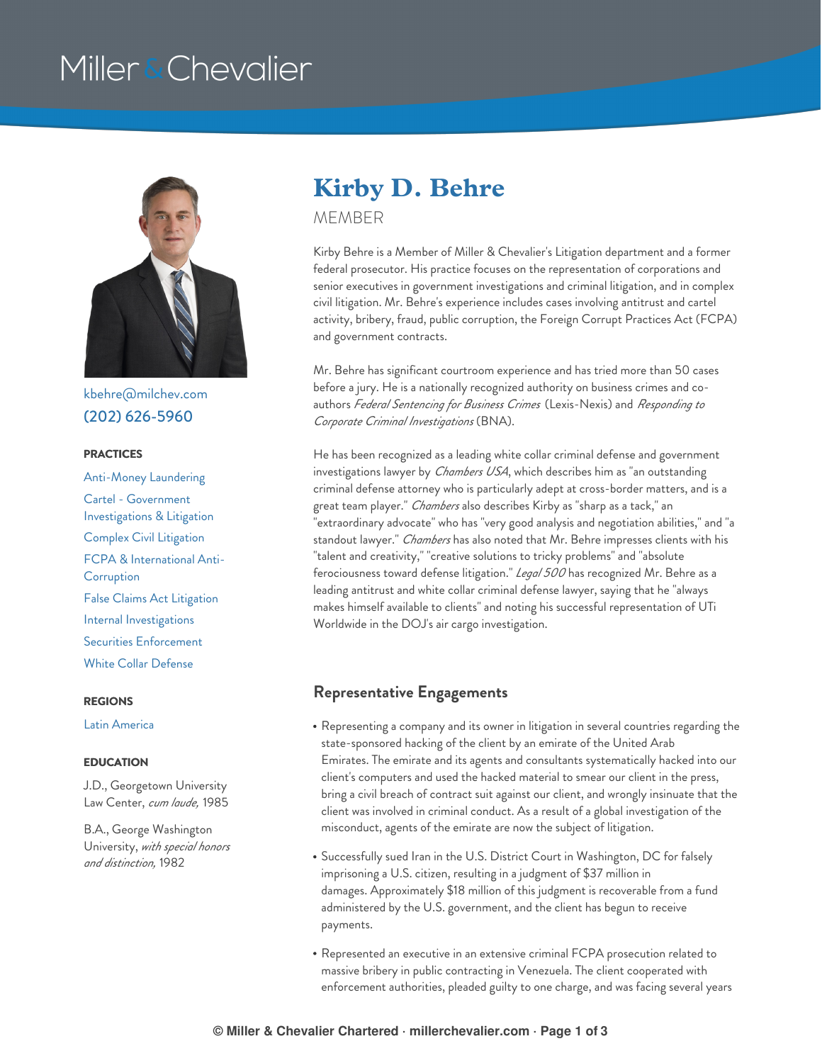Miller & Chevalier

# Kirby D. Behre

MEMBER

kbehre@milchev.com
(202) 626-5960

### PRACTICES

- Anti-Money Laundering
- Cartel - Government Investigations & Litigation
- Complex Civil Litigation
- FCPA & International Anti-Corruption
- False Claims Act Litigation
- Internal Investigations
- Securities Enforcement
- White Collar Defense

### REGIONS

- Latin America

### EDUCATION

J.D., Georgetown University Law Center, *cum laude,* 1985

B.A., George Washington University, *with special honors and distinction,* 1982

Kirby Behre is a Member of Miller & Chevalier's Litigation department and a former federal prosecutor. His practice focuses on the representation of corporations and senior executives in government investigations and criminal litigation, and in complex civil litigation. Mr. Behre's experience includes cases involving antitrust and cartel activity, bribery, fraud, public corruption, the Foreign Corrupt Practices Act (FCPA) and government contracts.

Mr. Behre has significant courtroom experience and has tried more than 50 cases before a jury. He is a nationally recognized authority on business crimes and co-authors *Federal Sentencing for Business Crimes* (Lexis-Nexis) and *Responding to Corporate Criminal Investigations* (BNA).

He has been recognized as a leading white collar criminal defense and government investigations lawyer by *Chambers USA*, which describes him as "an outstanding criminal defense attorney who is particularly adept at cross-border matters, and is a great team player." *Chambers* also describes Kirby as "sharp as a tack," an "extraordinary advocate" who has "very good analysis and negotiation abilities," and "a standout lawyer." *Chambers* has also noted that Mr. Behre impresses clients with his "talent and creativity," "creative solutions to tricky problems" and "absolute ferociousness toward defense litigation." *Legal 500* has recognized Mr. Behre as a leading antitrust and white collar criminal defense lawyer, saying that he "always makes himself available to clients" and noting his successful representation of UTi Worldwide in the DOJ's air cargo investigation.

## Representative Engagements

- Representing a company and its owner in litigation in several countries regarding the state-sponsored hacking of the client by an emirate of the United Arab Emirates. The emirate and its agents and consultants systematically hacked into our client's computers and used the hacked material to smear our client in the press, bring a civil breach of contract suit against our client, and wrongly insinuate that the client was involved in criminal conduct. As a result of a global investigation of the misconduct, agents of the emirate are now the subject of litigation.
- Successfully sued Iran in the U.S. District Court in Washington, DC for falsely imprisoning a U.S. citizen, resulting in a judgment of $37 million in damages. Approximately $18 million of this judgment is recoverable from a fund administered by the U.S. government, and the client has begun to receive payments.
- Represented an executive in an extensive criminal FCPA prosecution related to massive bribery in public contracting in Venezuela. The client cooperated with enforcement authorities, pleaded guilty to one charge, and was facing several years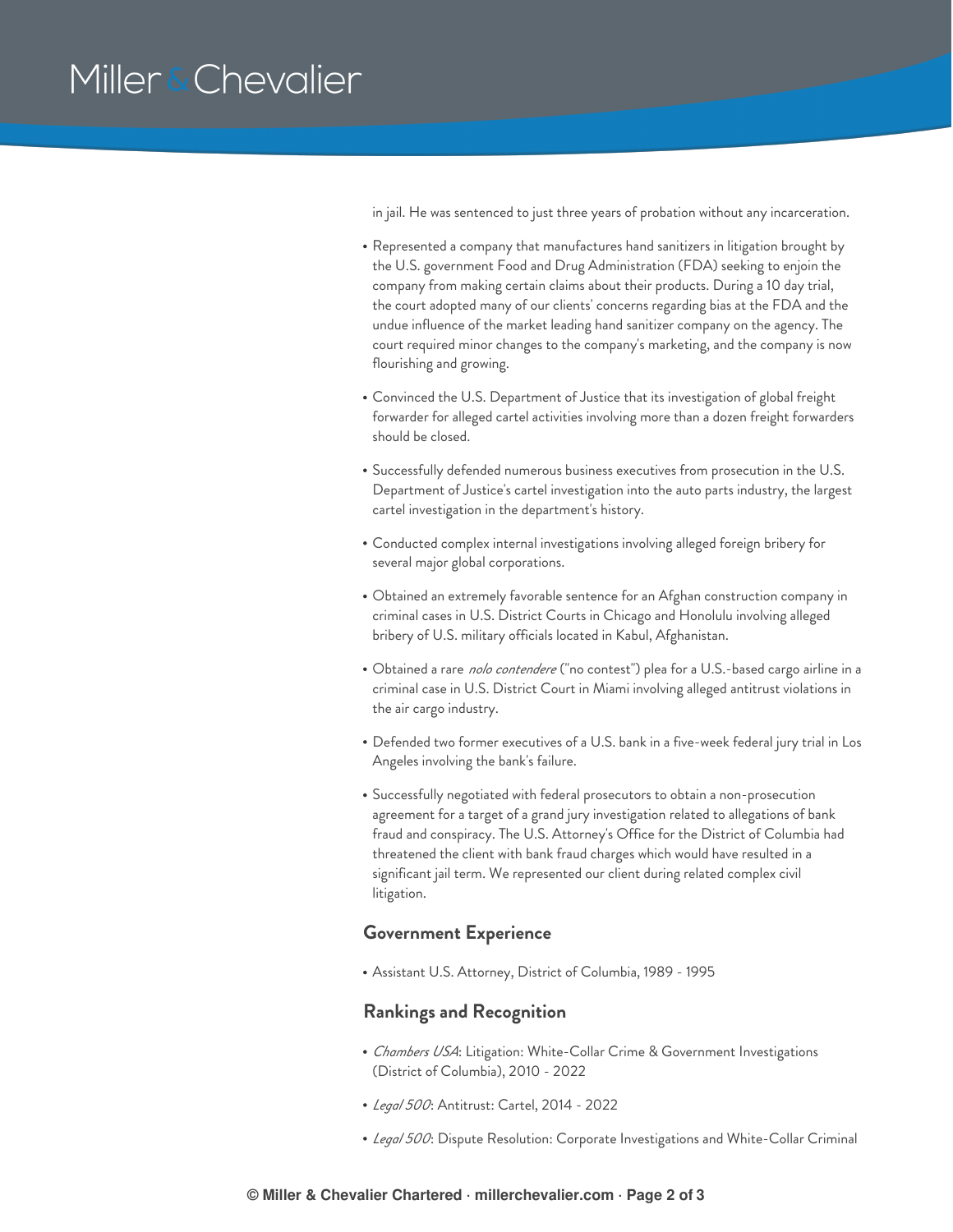in jail. He was sentenced to just three years of probation without any incarceration.

- Represented a company that manufactures hand sanitizers in litigation brought by the U.S. government Food and Drug Administration (FDA) seeking to enjoin the company from making certain claims about their products. During a 10 day trial, the court adopted many of our clients' concerns regarding bias at the FDA and the undue influence of the market leading hand sanitizer company on the agency. The court required minor changes to the company's marketing, and the company is now flourishing and growing.
- Convinced the U.S. Department of Justice that its investigation of global freight forwarder for alleged cartel activities involving more than a dozen freight forwarders should be closed.
- Successfully defended numerous business executives from prosecution in the U.S. Department of Justice's cartel investigation into the auto parts industry, the largest cartel investigation in the department's history.
- Conducted complex internal investigations involving alleged foreign bribery for several major global corporations.
- Obtained an extremely favorable sentence for an Afghan construction company in criminal cases in U.S. District Courts in Chicago and Honolulu involving alleged bribery of U.S. military officials located in Kabul, Afghanistan.
- Obtained a rare *nolo contendere* ("no contest") plea for a U.S.-based cargo airline in a criminal case in U.S. District Court in Miami involving alleged antitrust violations in the air cargo industry.
- Defended two former executives of a U.S. bank in a five-week federal jury trial in Los Angeles involving the bank's failure.
- Successfully negotiated with federal prosecutors to obtain a non-prosecution agreement for a target of a grand jury investigation related to allegations of bank fraud and conspiracy. The U.S. Attorney's Office for the District of Columbia had threatened the client with bank fraud charges which would have resulted in a significant jail term. We represented our client during related complex civil litigation.

## Government Experience

- Assistant U.S. Attorney, District of Columbia, 1989 - 1995

## Rankings and Recognition

- *Chambers USA*: Litigation: White-Collar Crime & Government Investigations (District of Columbia), 2010 - 2022
- *Legal 500*: Antitrust: Cartel, 2014 - 2022
- *Legal 500*: Dispute Resolution: Corporate Investigations and White-Collar Criminal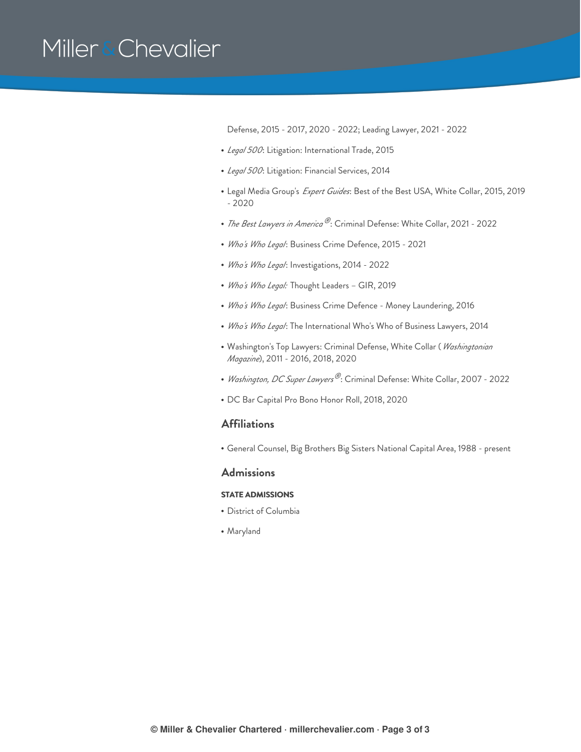Defense, 2015 - 2017, 2020 - 2022; Leading Lawyer, 2021 - 2022

- *Legal 500*: Litigation: International Trade, 2015
- *Legal 500*: Litigation: Financial Services, 2014
- Legal Media Group's *Expert Guides*: Best of the Best USA, White Collar, 2015, 2019 - 2020
- *The Best Lawyers in America®*: Criminal Defense: White Collar, 2021 - 2022
- *Who's Who Legal*: Business Crime Defence, 2015 - 2021
- *Who's Who Legal*: Investigations, 2014 - 2022
- *Who's Who Legal:* Thought Leaders – GIR, 2019
- *Who's Who Legal*: Business Crime Defence - Money Laundering, 2016
- *Who's Who Legal*: The International Who's Who of Business Lawyers, 2014
- Washington's Top Lawyers: Criminal Defense, White Collar (*Washingtonian Magazine*), 2011 - 2016, 2018, 2020
- *Washington, DC Super Lawyers®*: Criminal Defense: White Collar, 2007 - 2022
- DC Bar Capital Pro Bono Honor Roll, 2018, 2020

## Affiliations

- General Counsel, Big Brothers Big Sisters National Capital Area, 1988 - present

## Admissions

#### STATE ADMISSIONS

- District of Columbia
- Maryland